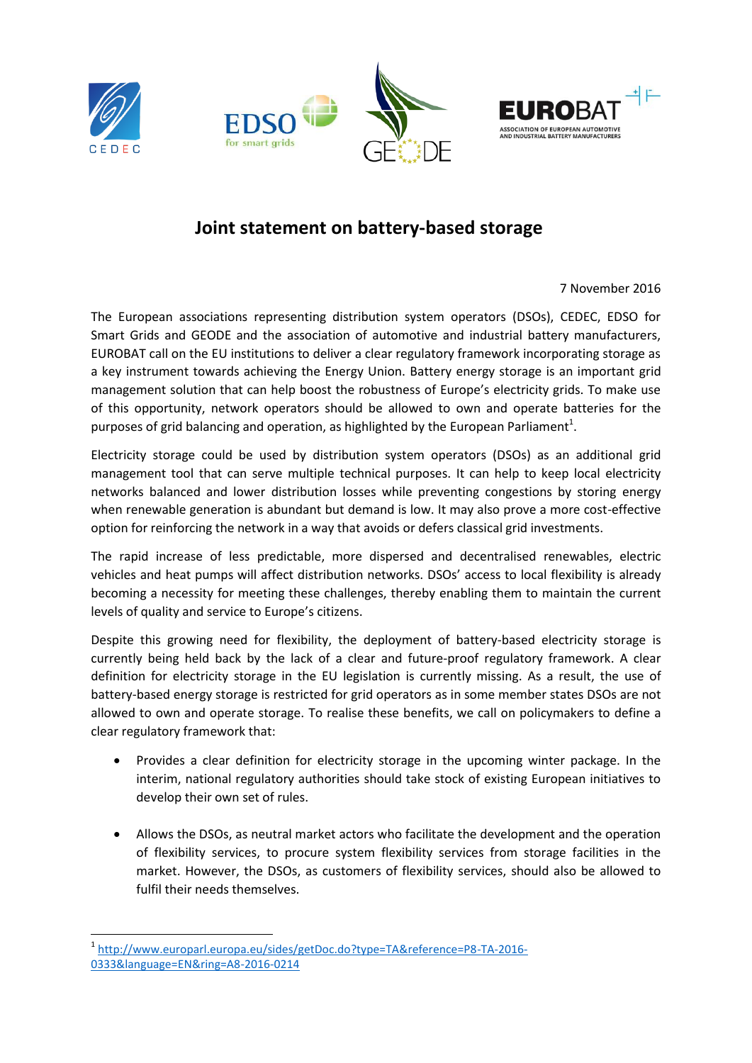# Joint statement on battery-based storage

7 November 2016

The European associations representing distribution system operators (DSOs), CEDEC, EDSO for Smart Grids and GEODE and the association of automotive and industrial battery manufacturers, EUROBAT call on the EU institutions to deliver a clear regulatory framework incorporating storage as a key instrument towards achieving the Energy Union. Battery energy storage is an important grid management solution that can help boost the robustness of Europe's electricity grids. To make use of this opportunity, network operators should be allowed to own and operate batteries for the purposes of grid balancing and operation, as highlighted by the European Parliament[1].

Electricity storage could be used by distribution system operators (DSOs) as an additional grid management tool that can serve multiple technical purposes. It can help to keep local electricity networks balanced and lower distribution losses while preventing congestions by storing energy when renewable generation is abundant but demand is low. It may also prove a more cost-effective option for reinforcing the network in a way that avoids or defers classical grid investments.

The rapid increase of less predictable, more dispersed and decentralised renewables, electric vehicles and heat pumps will affect distribution networks. DSOs' access to local flexibility is already becoming a necessity for meeting these challenges, thereby enabling them to maintain the current levels of quality and service to Europe's citizens.

Despite this growing need for flexibility, the deployment of battery-based electricity storage is currently being held back by the lack of a clear and future-proof regulatory framework. A clear definition for electricity storage in the EU legislation is currently missing. As a result, the use of battery-based energy storage is restricted for grid operators as in some member states DSOs are not allowed to own and operate storage. To realise these benefits, we call on policymakers to define a clear regulatory framework that:

- Provides a clear definition for electricity storage in the upcoming winter package. In the interim, national regulatory authorities should take stock of existing European initiatives to develop their own set of rules.
- Allows the DSOs, as neutral market actors who facilitate the development and the operation of flexibility services, to procure system flexibility services from storage facilities in the market. However, the DSOs, as customers of flexibility services, should also be allowed to fulfil their needs themselves.

[1] http://www.europarl.europa.eu/sides/getDoc.do?type=TA&reference=P8-TA-2016-0333&language=EN&ring=A8-2016-0214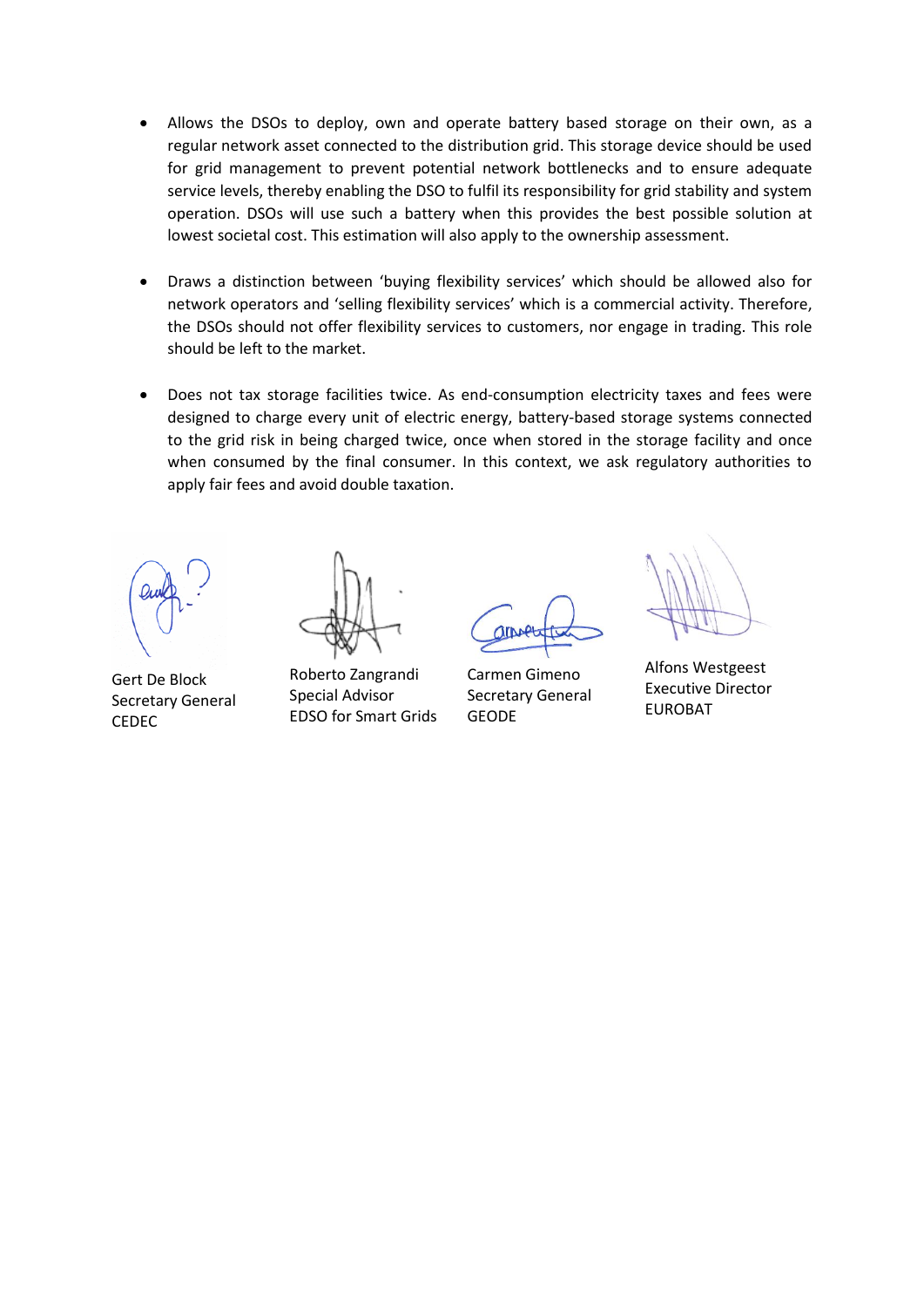- Allows the DSOs to deploy, own and operate battery based storage on their own, as a regular network asset connected to the distribution grid. This storage device should be used for grid management to prevent potential network bottlenecks and to ensure adequate service levels, thereby enabling the DSO to fulfil its responsibility for grid stability and system operation. DSOs will use such a battery when this provides the best possible solution at lowest societal cost. This estimation will also apply to the ownership assessment.

- Draws a distinction between 'buying flexibility services' which should be allowed also for network operators and 'selling flexibility services' which is a commercial activity. Therefore, the DSOs should not offer flexibility services to customers, nor engage in trading. This role should be left to the market.

- Does not tax storage facilities twice. As end-consumption electricity taxes and fees were designed to charge every unit of electric energy, battery-based storage systems connected to the grid risk in being charged twice, once when stored in the storage facility and once when consumed by the final consumer. In this context, we ask regulatory authorities to apply fair fees and avoid double taxation.

Gert De Block
Secretary General
CEDEC

Roberto Zangrandi
Special Advisor
EDSO for Smart Grids

Carmen Gimeno
Secretary General
GEODE

Alfons Westgeest
Executive Director
EUROBAT